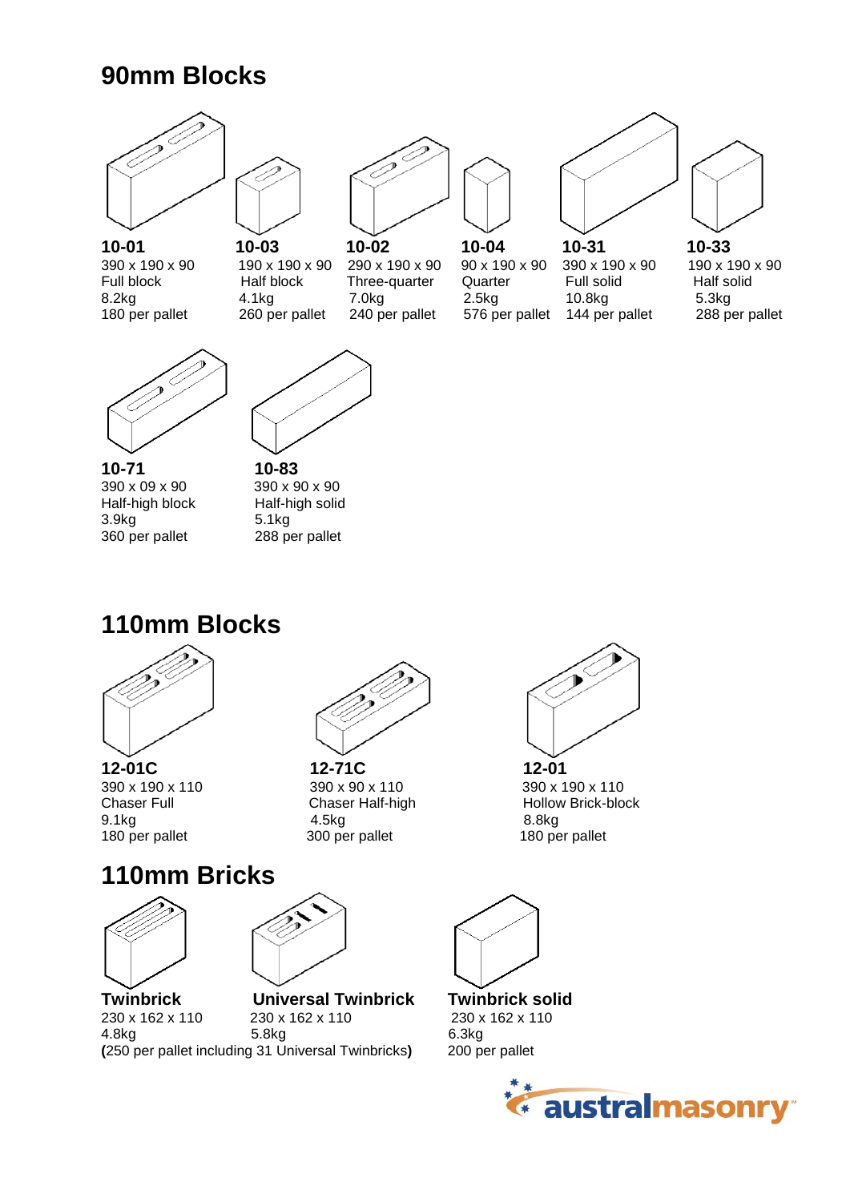## 90mm Blocks

**10-01**
390 x 190 x 90
Full block
8.2kg
180 per pallet

**10-03**
190 x 190 x 90
Half block
4.1kg
260 per pallet

**10-02**
290 x 190 x 90
Three-quarter
7.0kg
240 per pallet

**10-04**
90 x 190 x 90
Quarter
2.5kg
576 per pallet

**10-31**
390 x 190 x 90
Full solid
10.8kg
144 per pallet

**10-33**
190 x 190 x 90
Half solid
5.3kg
288 per pallet

**10-71**
390 x 09 x 90
Half-high block
3.9kg
360 per pallet

**10-83**
390 x 90 x 90
Half-high solid
5.1kg
288 per pallet

## 110mm Blocks

**12-01C**
390 x 190 x 110
Chaser Full
9.1kg
180 per pallet

**12-71C**
390 x 90 x 110
Chaser Half-high
4.5kg
300 per pallet

**12-01**
390 x 190 x 110
Hollow Brick-block
8.8kg
180 per pallet

## 110mm Bricks

**Twinbrick**
230 x 162 x 110
4.8kg

**Universal Twinbrick**
230 x 162 x 110
5.8kg

**(**250 per pallet including 31 Universal Twinbricks**)**

**Twinbrick solid**
230 x 162 x 110
6.3kg
200 per pallet

australmasonry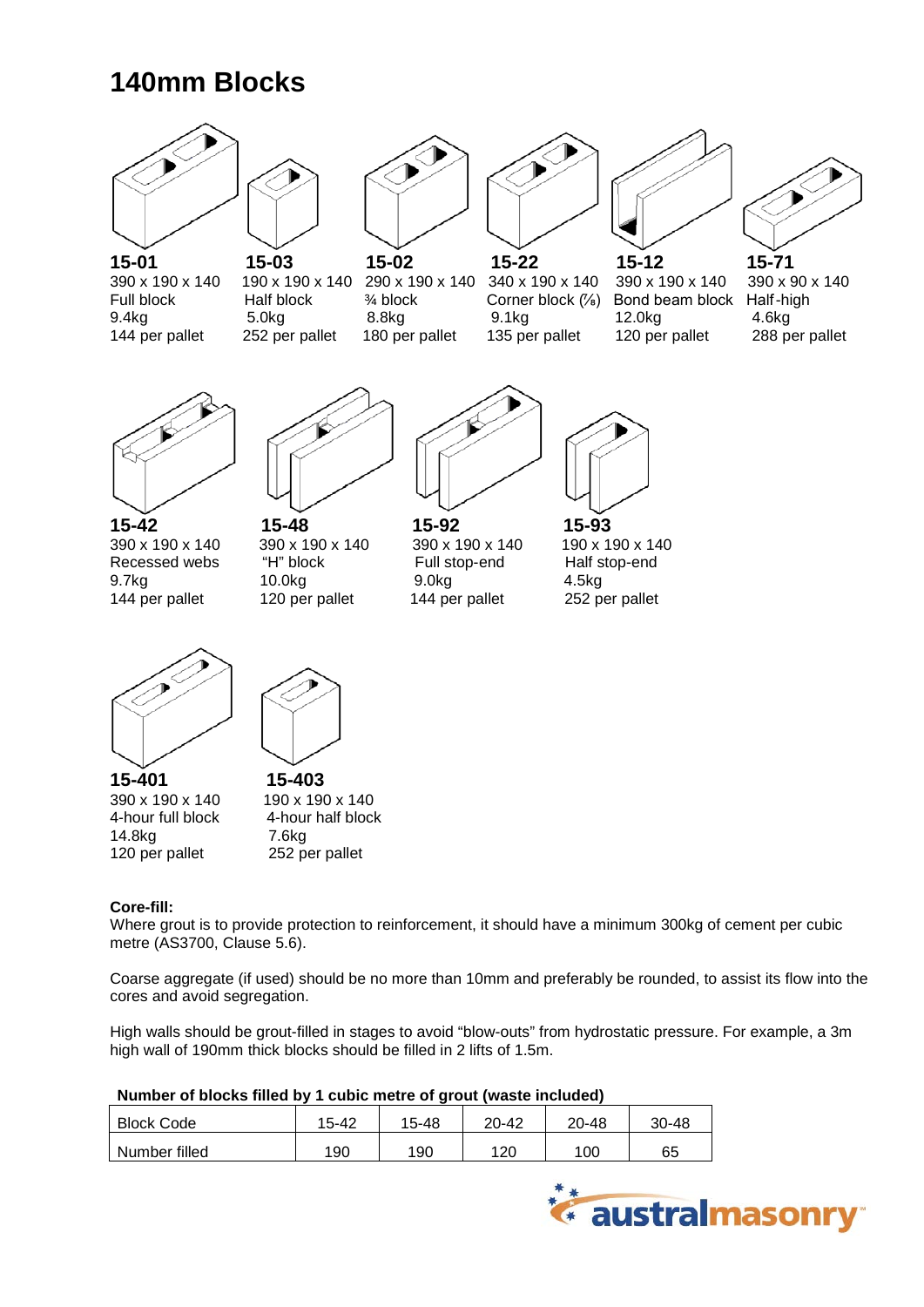# 140mm Blocks

**15-01**
390 x 190 x 140
Full block
9.4kg
144 per pallet

**15-03**
190 x 190 x 140
Half block
5.0kg
252 per pallet

**15-02**
290 x 190 x 140
¾ block
8.8kg
180 per pallet

**15-22**
340 x 190 x 140
Corner block (⅞)
9.1kg
135 per pallet

**15-12**
390 x 190 x 140
Bond beam block
12.0kg
120 per pallet

**15-71**
390 x 90 x 140
Half-high
4.6kg
288 per pallet

**15-42**
390 x 190 x 140
Recessed webs
9.7kg
144 per pallet

**15-48**
390 x 190 x 140
"H" block
10.0kg
120 per pallet

**15-92**
390 x 190 x 140
Full stop-end
9.0kg
144 per pallet

**15-93**
190 x 190 x 140
Half stop-end
4.5kg
252 per pallet

**15-401**
390 x 190 x 140
4-hour full block
14.8kg
120 per pallet

**15-403**
190 x 190 x 140
4-hour half block
7.6kg
252 per pallet

**Core-fill:**
Where grout is to provide protection to reinforcement, it should have a minimum 300kg of cement per cubic metre (AS3700, Clause 5.6).

Coarse aggregate (if used) should be no more than 10mm and preferably be rounded, to assist its flow into the cores and avoid segregation.

High walls should be grout-filled in stages to avoid "blow-outs" from hydrostatic pressure. For example, a 3m high wall of 190mm thick blocks should be filled in 2 lifts of 1.5m.

**Number of blocks filled by 1 cubic metre of grout (waste included)**

| Block Code | 15-42 | 15-48 | 20-42 | 20-48 | 30-48 |
|---|---|---|---|---|---|
| Number filled | 190 | 190 | 120 | 100 | 65 |

australmasonry™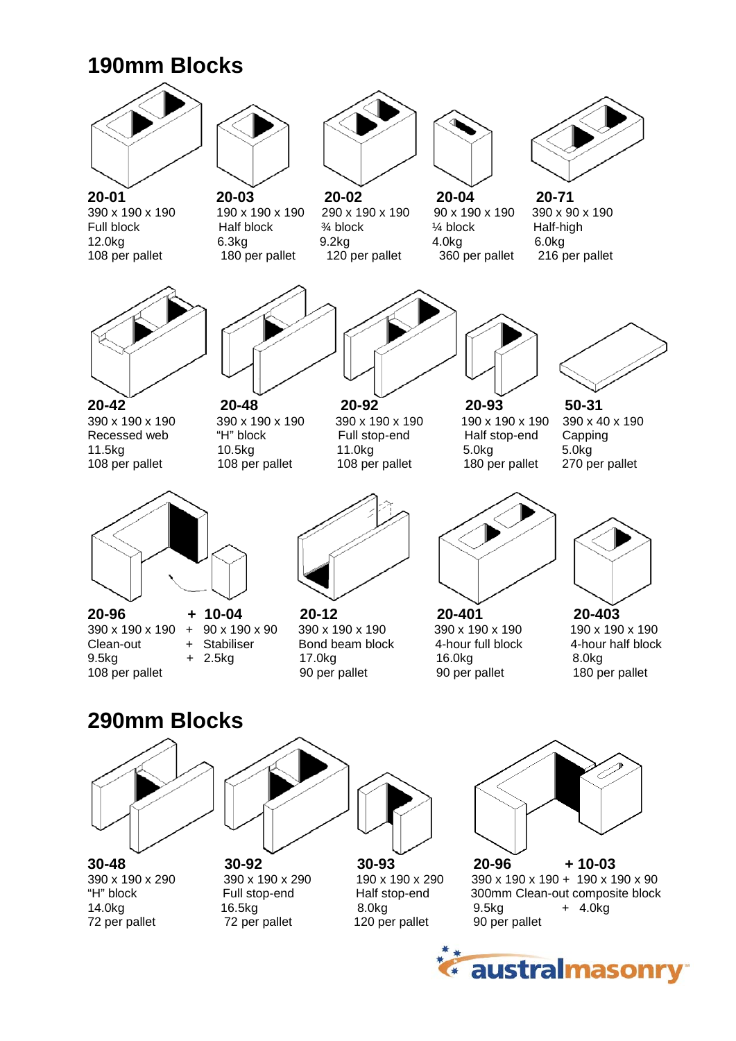## 190mm Blocks

**20-01**
390 x 190 x 190
Full block
12.0kg
108 per pallet

**20-03**
190 x 190 x 190
Half block
6.3kg
180 per pallet

**20-02**
290 x 190 x 190
¾ block
9.2kg
120 per pallet

**20-04**
90 x 190 x 190
¼ block
4.0kg
360 per pallet

**20-71**
390 x 90 x 190
Half-high
6.0kg
216 per pallet

**20-42**
390 x 190 x 190
Recessed web
11.5kg
108 per pallet

**20-48**
390 x 190 x 190
"H" block
10.5kg
108 per pallet

**20-92**
390 x 190 x 190
Full stop-end
11.0kg
108 per pallet

**20-93**
190 x 190 x 190
Half stop-end
5.0kg
180 per pallet

**50-31**
390 x 40 x 190
Capping
5.0kg
270 per pallet

**20-96** **+ 10-04**
390 x 190 x 190 + 90 x 190 x 90
Clean-out + Stabiliser
9.5kg + 2.5kg
108 per pallet

**20-12**
390 x 190 x 190
Bond beam block
17.0kg
90 per pallet

**20-401**
390 x 190 x 190
4-hour full block
16.0kg
90 per pallet

**20-403**
190 x 190 x 190
4-hour half block
8.0kg
180 per pallet

## 290mm Blocks

**30-48**
390 x 190 x 290
"H" block
14.0kg
72 per pallet

**30-92**
390 x 190 x 290
Full stop-end
16.5kg
72 per pallet

**30-93**
190 x 190 x 290
Half stop-end
8.0kg
120 per pallet

**20-96** **+ 10-03**
390 x 190 x 190 + 190 x 190 x 90
300mm Clean-out composite block
9.5kg + 4.0kg
90 per pallet

australmasonry